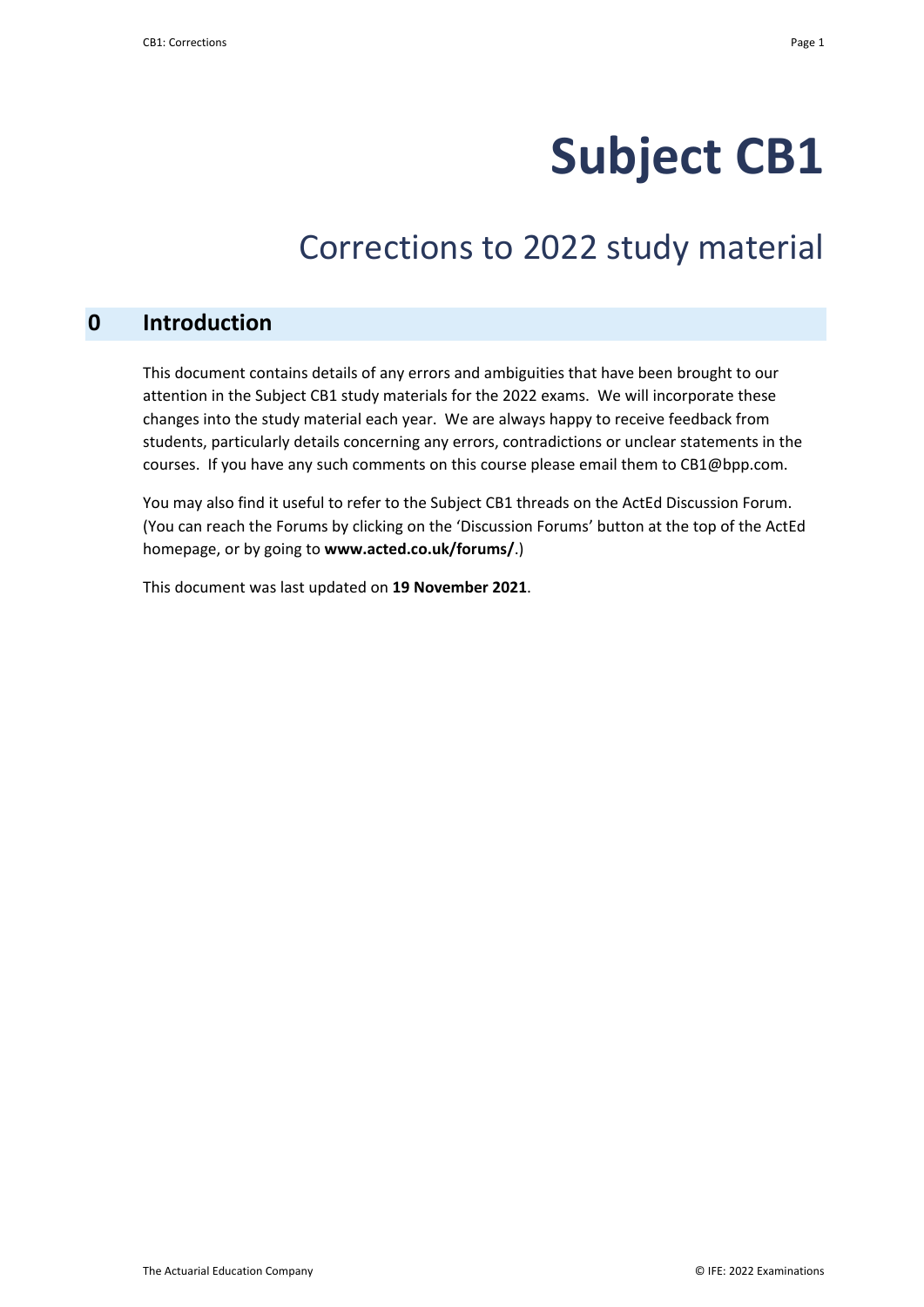# Subject CB1

## Corrections to 2022 study material

## 0 Introduction

This document contains details of any errors and ambiguities that have been brought to our attention in the Subject CB1 study materials for the 2022 exams. We will incorporate these changes into the study material each year. We are always happy to receive feedback from students, particularly details concerning any errors, contradictions or unclear statements in the courses. If you have any such comments on this course please email them to CB1@bpp.com.

You may also find it useful to refer to the Subject CB1 threads on the ActEd Discussion Forum. (You can reach the Forums by clicking on the 'Discussion Forums' button at the top of the ActEd homepage, or by going to **www.acted.co.uk/forums/**.)

This document was last updated on **19 November 2021**.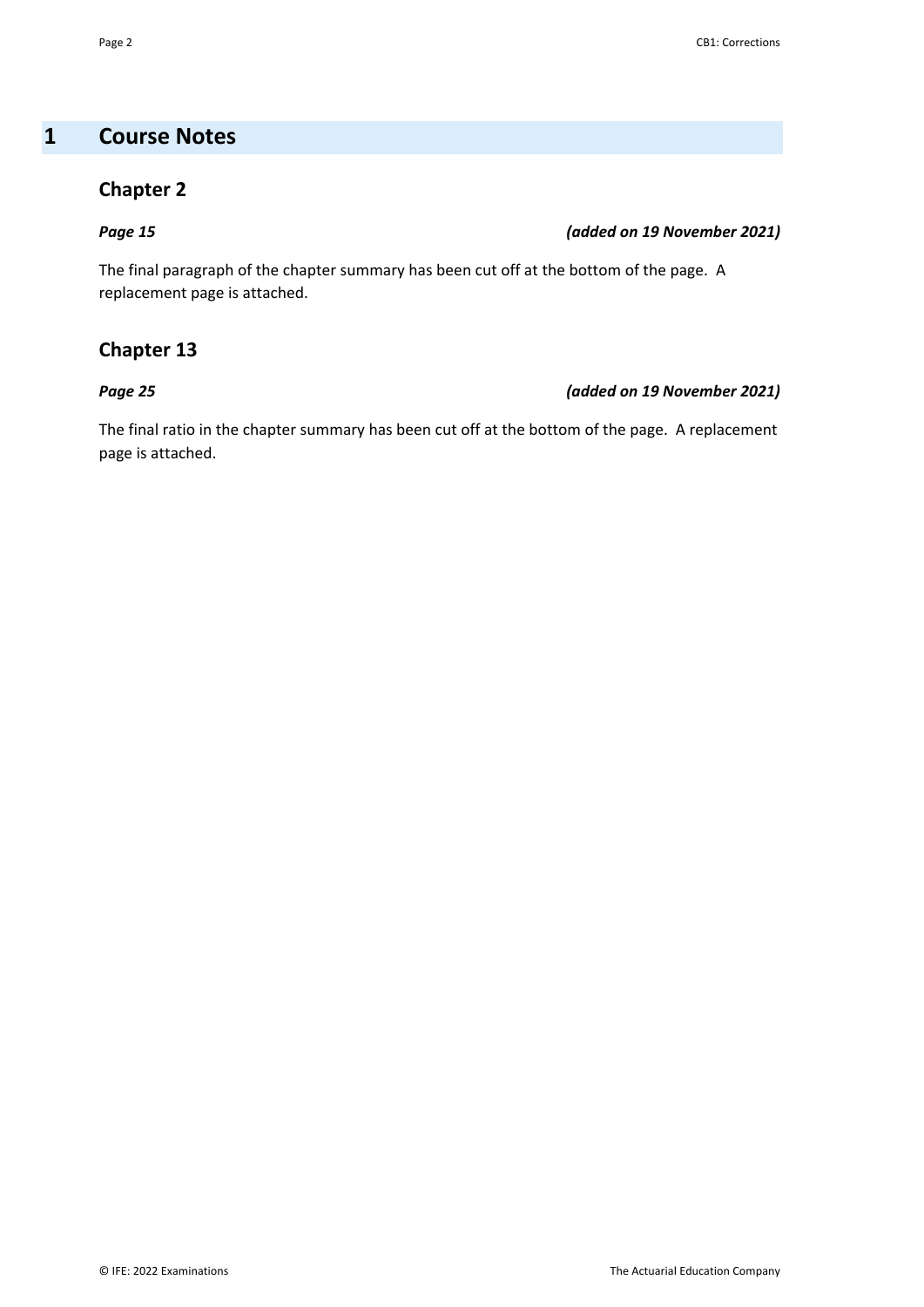# 1 Course Notes

## Chapter 2

***Page 15*** ***(added on 19 November 2021)***

The final paragraph of the chapter summary has been cut off at the bottom of the page. A replacement page is attached.

## Chapter 13

***Page 25*** ***(added on 19 November 2021)***

The final ratio in the chapter summary has been cut off at the bottom of the page. A replacement page is attached.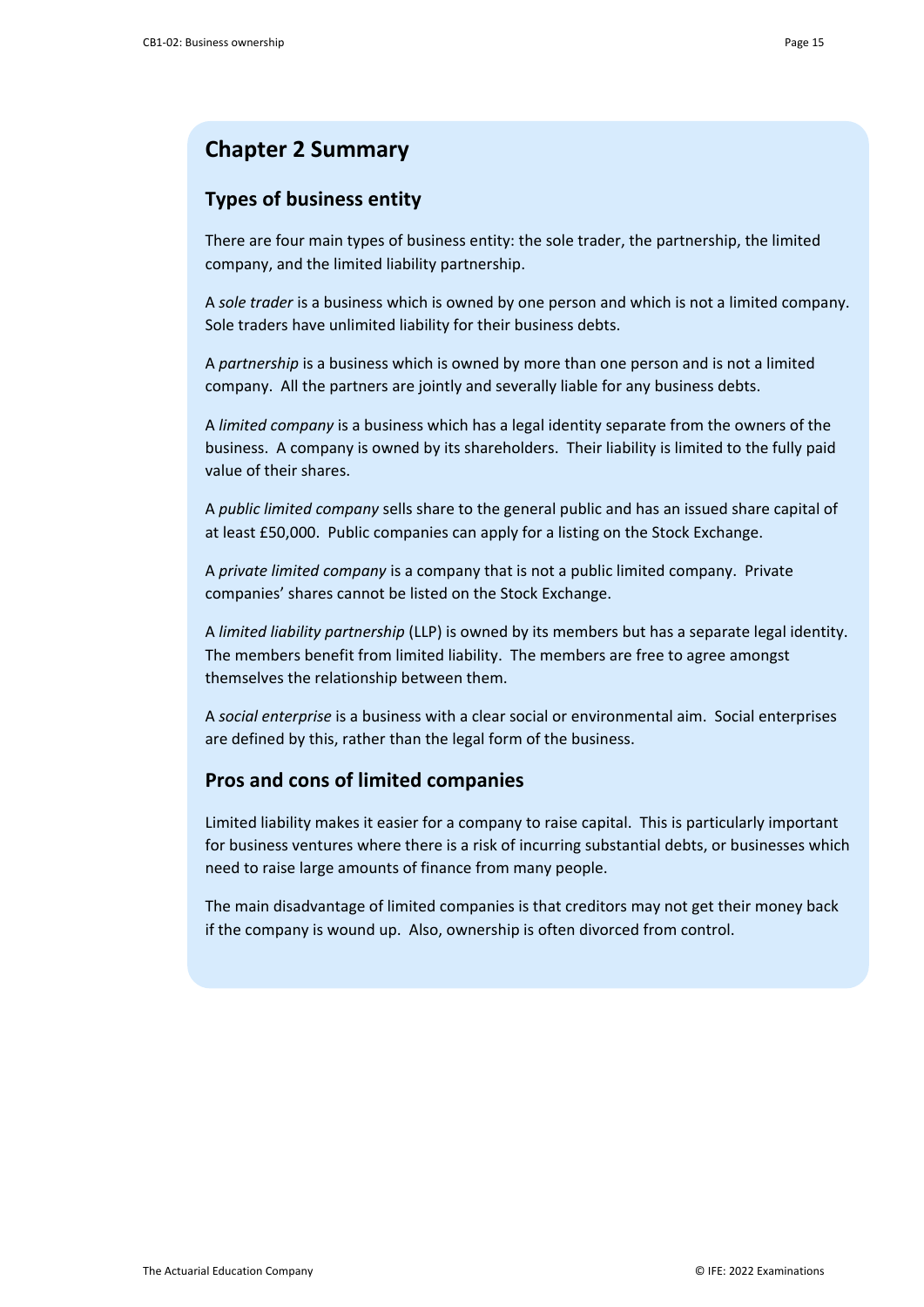# Chapter 2 Summary

## Types of business entity

There are four main types of business entity: the sole trader, the partnership, the limited company, and the limited liability partnership.

A *sole trader* is a business which is owned by one person and which is not a limited company. Sole traders have unlimited liability for their business debts.

A *partnership* is a business which is owned by more than one person and is not a limited company. All the partners are jointly and severally liable for any business debts.

A *limited company* is a business which has a legal identity separate from the owners of the business. A company is owned by its shareholders. Their liability is limited to the fully paid value of their shares.

A *public limited company* sells share to the general public and has an issued share capital of at least £50,000. Public companies can apply for a listing on the Stock Exchange.

A *private limited company* is a company that is not a public limited company. Private companies' shares cannot be listed on the Stock Exchange.

A *limited liability partnership* (LLP) is owned by its members but has a separate legal identity. The members benefit from limited liability. The members are free to agree amongst themselves the relationship between them.

A *social enterprise* is a business with a clear social or environmental aim. Social enterprises are defined by this, rather than the legal form of the business.

## Pros and cons of limited companies

Limited liability makes it easier for a company to raise capital. This is particularly important for business ventures where there is a risk of incurring substantial debts, or businesses which need to raise large amounts of finance from many people.

The main disadvantage of limited companies is that creditors may not get their money back if the company is wound up. Also, ownership is often divorced from control.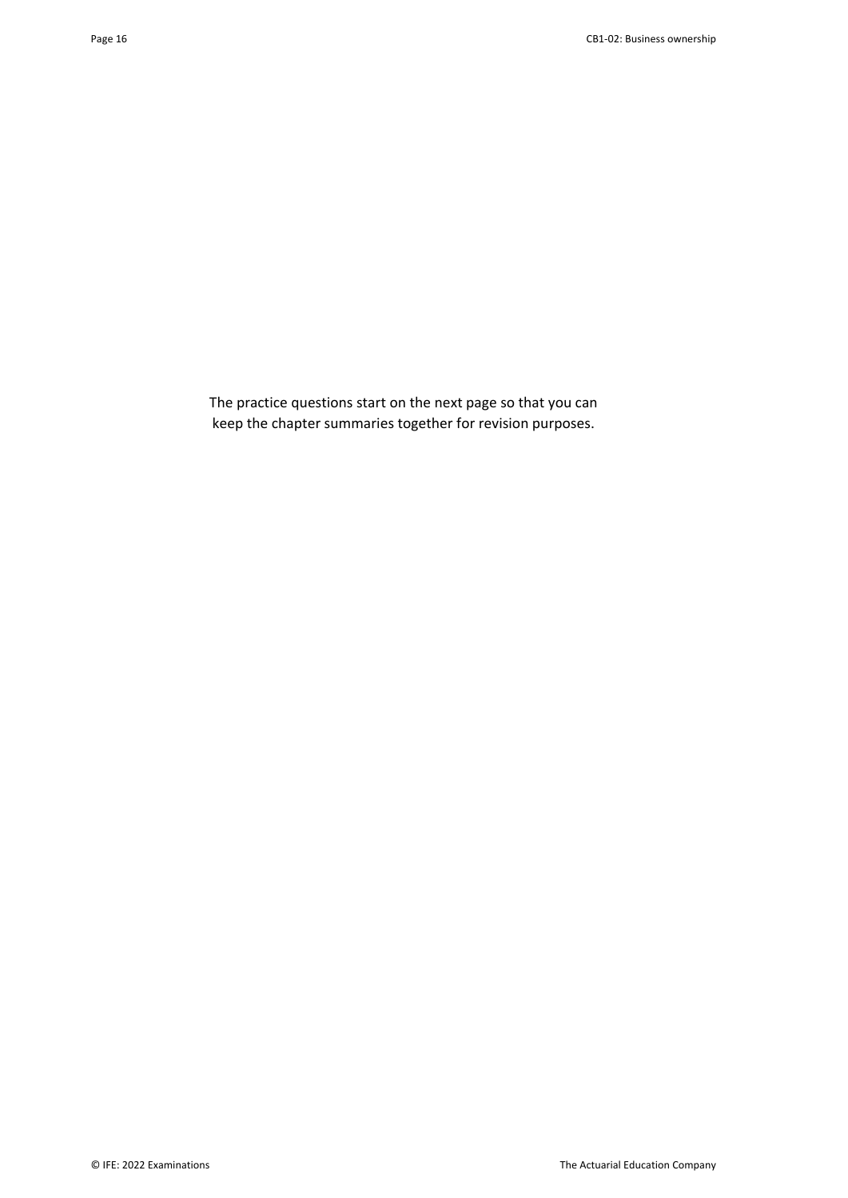The practice questions start on the next page so that you can keep the chapter summaries together for revision purposes.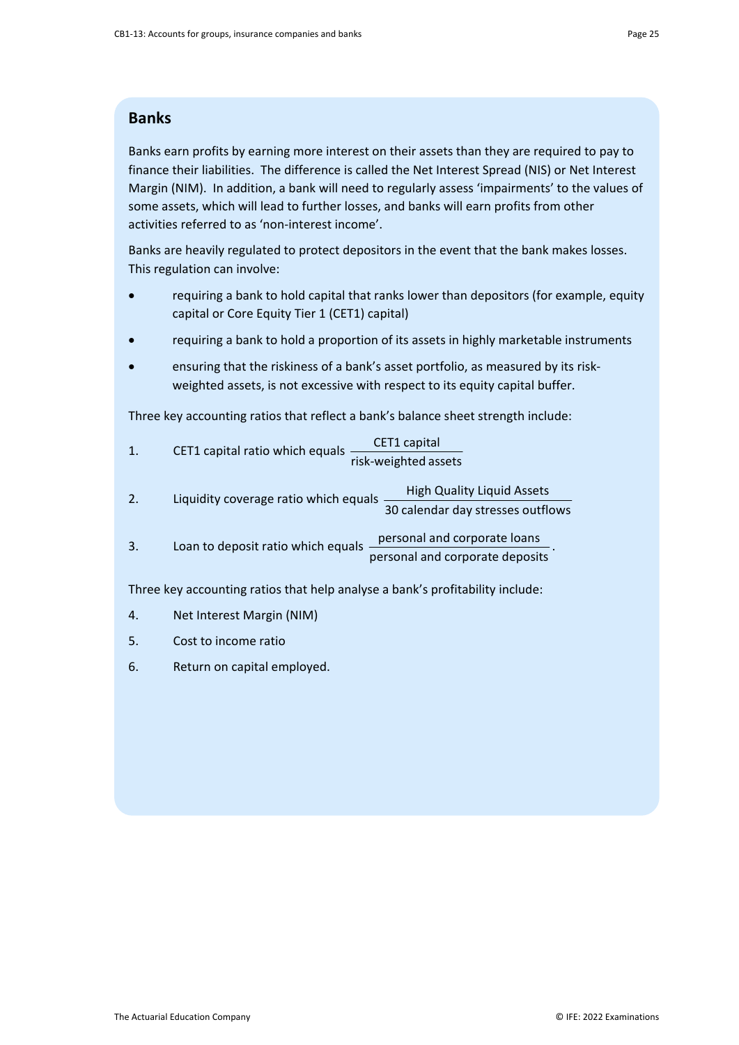## Banks

Banks earn profits by earning more interest on their assets than they are required to pay to finance their liabilities. The difference is called the Net Interest Spread (NIS) or Net Interest Margin (NIM). In addition, a bank will need to regularly assess 'impairments' to the values of some assets, which will lead to further losses, and banks will earn profits from other activities referred to as 'non-interest income'.

Banks are heavily regulated to protect depositors in the event that the bank makes losses. This regulation can involve:

- requiring a bank to hold capital that ranks lower than depositors (for example, equity capital or Core Equity Tier 1 (CET1) capital)
- requiring a bank to hold a proportion of its assets in highly marketable instruments
- ensuring that the riskiness of a bank's asset portfolio, as measured by its risk-weighted assets, is not excessive with respect to its equity capital buffer.

Three key accounting ratios that reflect a bank's balance sheet strength include:

1. CET1 capital ratio which equals $\dfrac{\text{CET1 capital}}{\text{risk-weighted assets}}$
2. Liquidity coverage ratio which equals $\dfrac{\text{High Quality Liquid Assets}}{\text{30 calendar day stresses outflows}}$
3. Loan to deposit ratio which equals $\dfrac{\text{personal and corporate loans}}{\text{personal and corporate deposits}}$.

Three key accounting ratios that help analyse a bank's profitability include:

4. Net Interest Margin (NIM)
5. Cost to income ratio
6. Return on capital employed.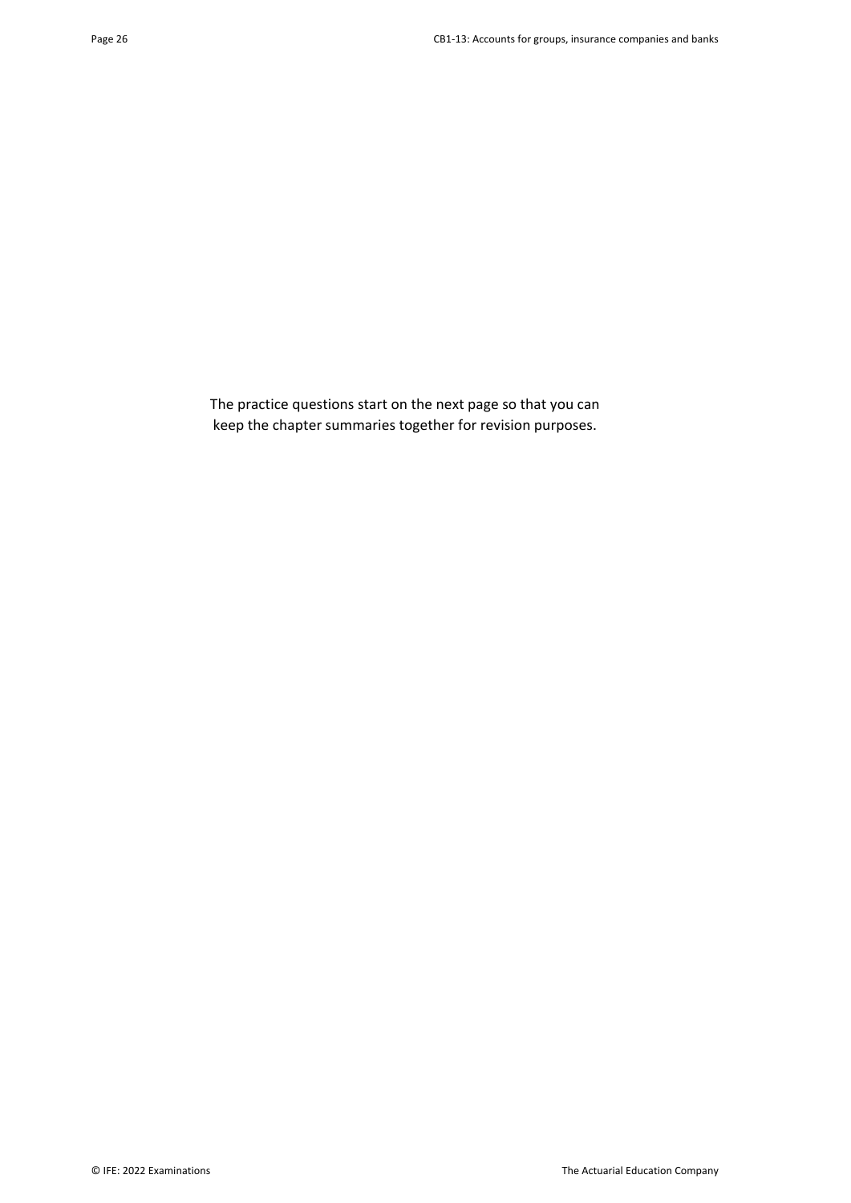The practice questions start on the next page so that you can keep the chapter summaries together for revision purposes.